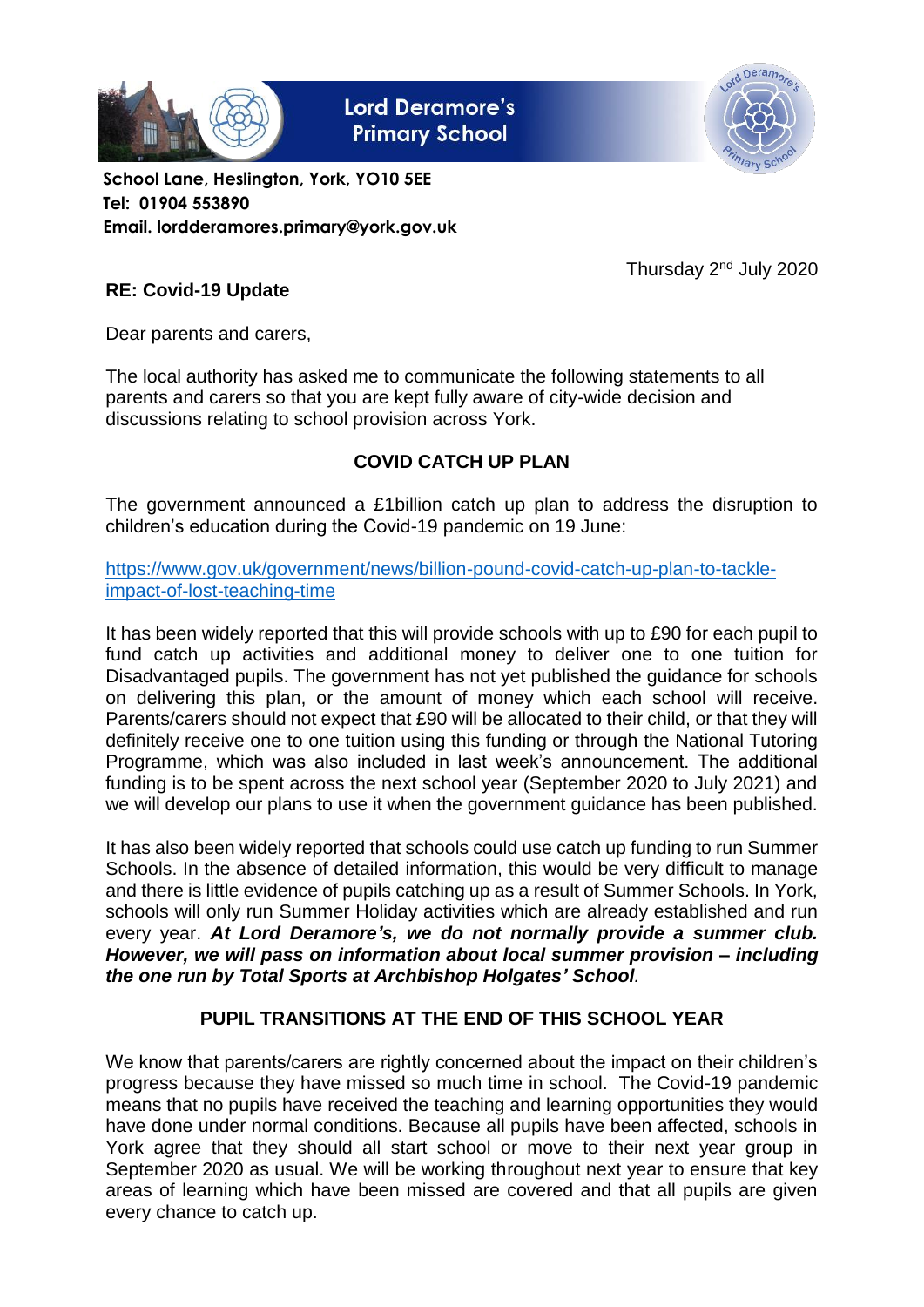# Lord Deramore's Primary School

**School Lane, Heslington, York, YO10 5EE**
**Tel: 01904 553890**
**Email. lordderamores.primary@york.gov.uk**

Thursday 2nd July 2020

**RE: Covid-19 Update**

Dear parents and carers,

The local authority has asked me to communicate the following statements to all parents and carers so that you are kept fully aware of city-wide decision and discussions relating to school provision across York.

## COVID CATCH UP PLAN

The government announced a £1billion catch up plan to address the disruption to children's education during the Covid-19 pandemic on 19 June:

[https://www.gov.uk/government/news/billion-pound-covid-catch-up-plan-to-tackle-impact-of-lost-teaching-time](https://www.gov.uk/government/news/billion-pound-covid-catch-up-plan-to-tackle-impact-of-lost-teaching-time)

It has been widely reported that this will provide schools with up to £90 for each pupil to fund catch up activities and additional money to deliver one to one tuition for Disadvantaged pupils. The government has not yet published the guidance for schools on delivering this plan, or the amount of money which each school will receive. Parents/carers should not expect that £90 will be allocated to their child, or that they will definitely receive one to one tuition using this funding or through the National Tutoring Programme, which was also included in last week's announcement. The additional funding is to be spent across the next school year (September 2020 to July 2021) and we will develop our plans to use it when the government guidance has been published.

It has also been widely reported that schools could use catch up funding to run Summer Schools. In the absence of detailed information, this would be very difficult to manage and there is little evidence of pupils catching up as a result of Summer Schools. In York, schools will only run Summer Holiday activities which are already established and run every year. ***At Lord Deramore's, we do not normally provide a summer club. However, we will pass on information about local summer provision – including the one run by Total Sports at Archbishop Holgates' School***.

## PUPIL TRANSITIONS AT THE END OF THIS SCHOOL YEAR

We know that parents/carers are rightly concerned about the impact on their children's progress because they have missed so much time in school. The Covid-19 pandemic means that no pupils have received the teaching and learning opportunities they would have done under normal conditions. Because all pupils have been affected, schools in York agree that they should all start school or move to their next year group in September 2020 as usual. We will be working throughout next year to ensure that key areas of learning which have been missed are covered and that all pupils are given every chance to catch up.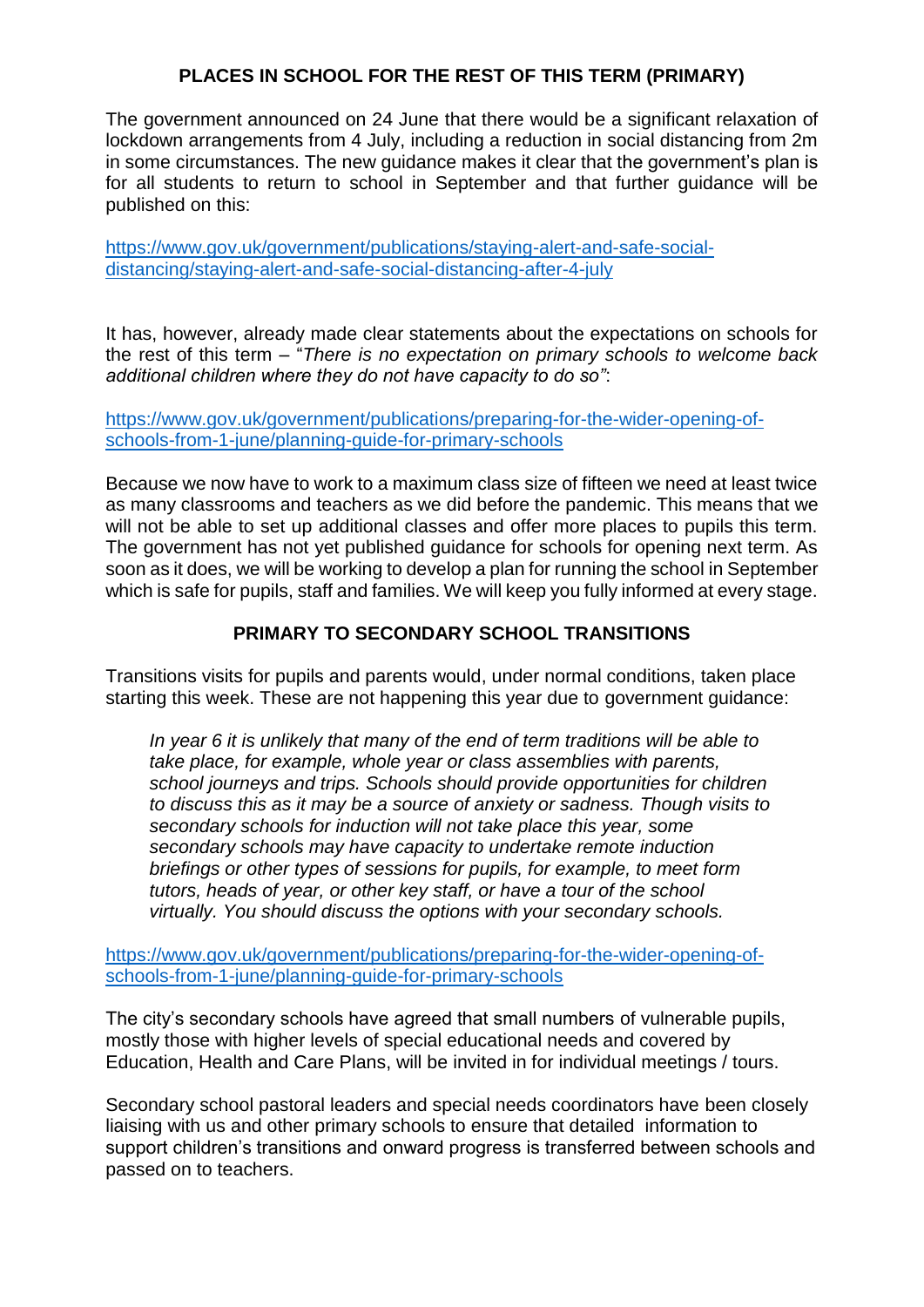## PLACES IN SCHOOL FOR THE REST OF THIS TERM (PRIMARY)

The government announced on 24 June that there would be a significant relaxation of lockdown arrangements from 4 July, including a reduction in social distancing from 2m in some circumstances. The new guidance makes it clear that the government's plan is for all students to return to school in September and that further guidance will be published on this:

[https://www.gov.uk/government/publications/staying-alert-and-safe-social-distancing/staying-alert-and-safe-social-distancing-after-4-july](https://www.gov.uk/government/publications/staying-alert-and-safe-social-distancing/staying-alert-and-safe-social-distancing-after-4-july)

It has, however, already made clear statements about the expectations on schools for the rest of this term – "*There is no expectation on primary schools to welcome back additional children where they do not have capacity to do so"*:

[https://www.gov.uk/government/publications/preparing-for-the-wider-opening-of-schools-from-1-june/planning-guide-for-primary-schools](https://www.gov.uk/government/publications/preparing-for-the-wider-opening-of-schools-from-1-june/planning-guide-for-primary-schools)

Because we now have to work to a maximum class size of fifteen we need at least twice as many classrooms and teachers as we did before the pandemic. This means that we will not be able to set up additional classes and offer more places to pupils this term. The government has not yet published guidance for schools for opening next term. As soon as it does, we will be working to develop a plan for running the school in September which is safe for pupils, staff and families. We will keep you fully informed at every stage.

## PRIMARY TO SECONDARY SCHOOL TRANSITIONS

Transitions visits for pupils and parents would, under normal conditions, taken place starting this week. These are not happening this year due to government guidance:

> *In year 6 it is unlikely that many of the end of term traditions will be able to take place, for example, whole year or class assemblies with parents, school journeys and trips. Schools should provide opportunities for children to discuss this as it may be a source of anxiety or sadness. Though visits to secondary schools for induction will not take place this year, some secondary schools may have capacity to undertake remote induction briefings or other types of sessions for pupils, for example, to meet form tutors, heads of year, or other key staff, or have a tour of the school virtually. You should discuss the options with your secondary schools.*

[https://www.gov.uk/government/publications/preparing-for-the-wider-opening-of-schools-from-1-june/planning-guide-for-primary-schools](https://www.gov.uk/government/publications/preparing-for-the-wider-opening-of-schools-from-1-june/planning-guide-for-primary-schools)

The city's secondary schools have agreed that small numbers of vulnerable pupils, mostly those with higher levels of special educational needs and covered by Education, Health and Care Plans, will be invited in for individual meetings / tours.

Secondary school pastoral leaders and special needs coordinators have been closely liaising with us and other primary schools to ensure that detailed information to support children's transitions and onward progress is transferred between schools and passed on to teachers.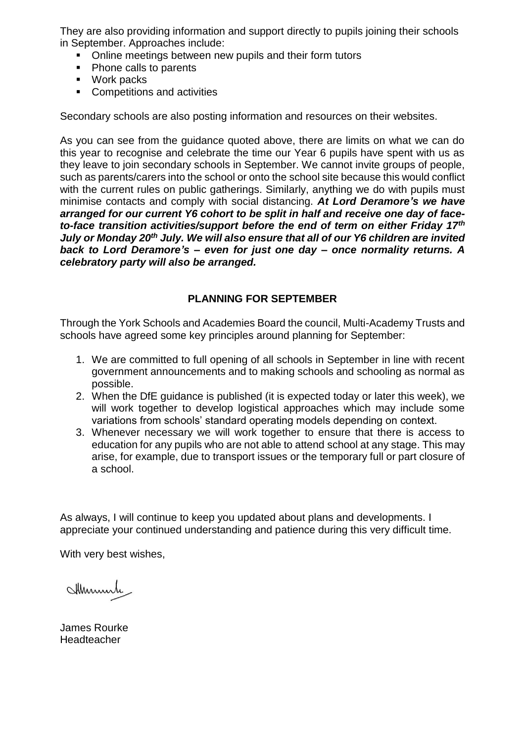They are also providing information and support directly to pupils joining their schools in September. Approaches include:

- Online meetings between new pupils and their form tutors
- Phone calls to parents
- Work packs
- Competitions and activities

Secondary schools are also posting information and resources on their websites.

As you can see from the guidance quoted above, there are limits on what we can do this year to recognise and celebrate the time our Year 6 pupils have spent with us as they leave to join secondary schools in September. We cannot invite groups of people, such as parents/carers into the school or onto the school site because this would conflict with the current rules on public gatherings. Similarly, anything we do with pupils must minimise contacts and comply with social distancing. ***At Lord Deramore's we have arranged for our current Y6 cohort to be split in half and receive one day of face-to-face transition activities/support before the end of term on either Friday 17th July or Monday 20th July. We will also ensure that all of our Y6 children are invited back to Lord Deramore's – even for just one day – once normality returns. A celebratory party will also be arranged.***

## PLANNING FOR SEPTEMBER

Through the York Schools and Academies Board the council, Multi-Academy Trusts and schools have agreed some key principles around planning for September:

1. We are committed to full opening of all schools in September in line with recent government announcements and to making schools and schooling as normal as possible.
2. When the DfE guidance is published (it is expected today or later this week), we will work together to develop logistical approaches which may include some variations from schools' standard operating models depending on context.
3. Whenever necessary we will work together to ensure that there is access to education for any pupils who are not able to attend school at any stage. This may arise, for example, due to transport issues or the temporary full or part closure of a school.

As always, I will continue to keep you updated about plans and developments. I appreciate your continued understanding and patience during this very difficult time.

With very best wishes,

James Rourke
Headteacher